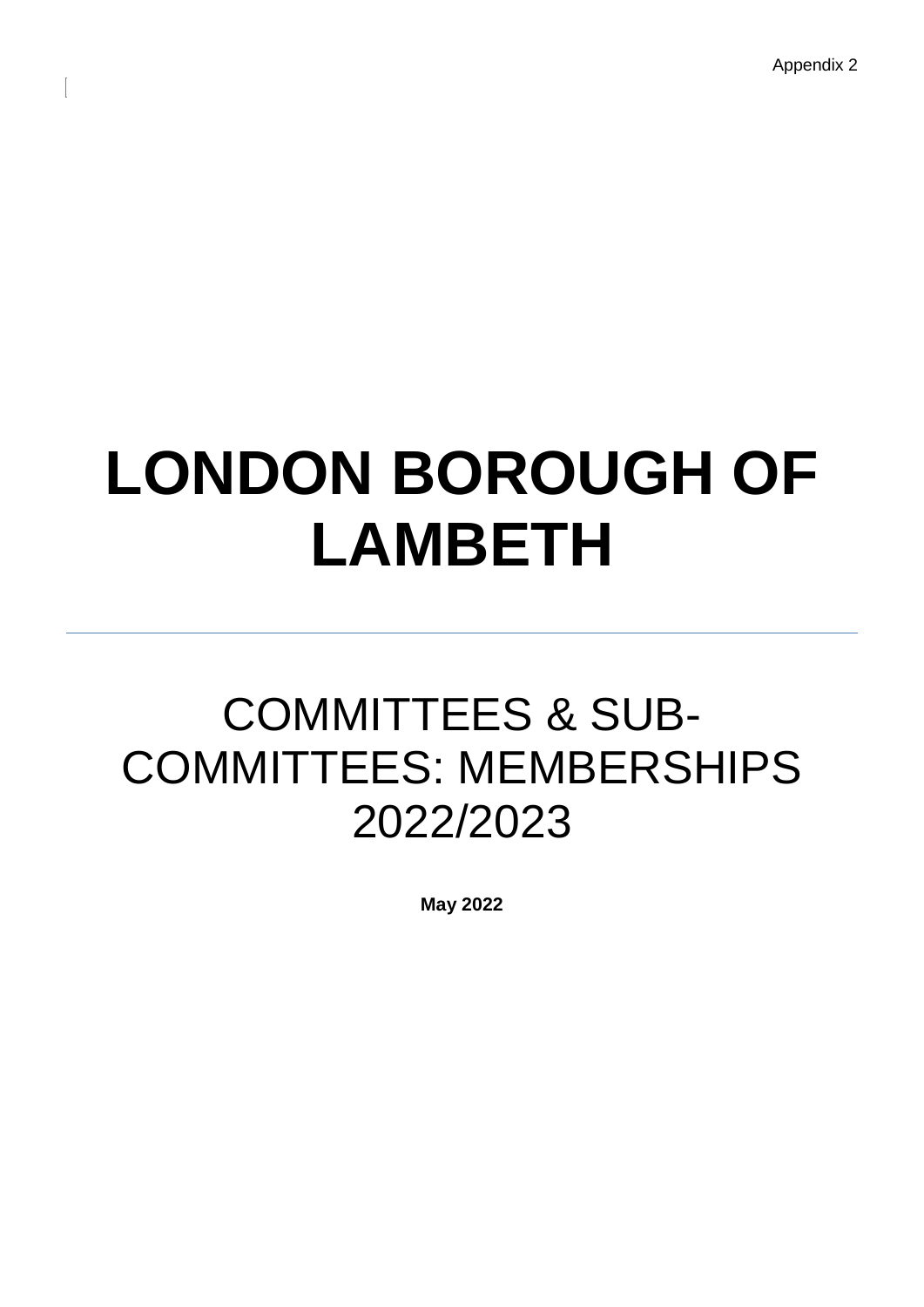Appendix 2

# LONDON BOROUGH OF LAMBETH

---

## COMMITTEES & SUB-COMMITTEES: MEMBERSHIPS 2022/2023

**May 2022**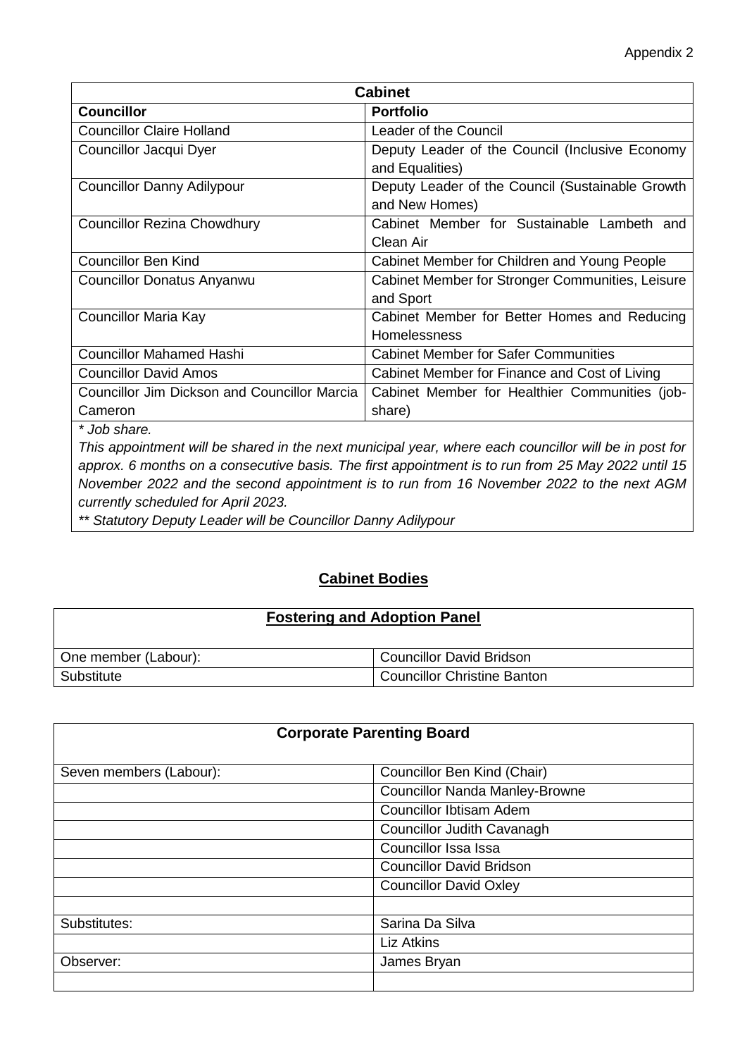Appendix 2

| Cabinet | |
|---|---|
| **Councillor** | **Portfolio** |
| Councillor Claire Holland | Leader of the Council |
| Councillor Jacqui Dyer | Deputy Leader of the Council (Inclusive Economy and Equalities) |
| Councillor Danny Adilypour | Deputy Leader of the Council (Sustainable Growth and New Homes) |
| Councillor Rezina Chowdhury | Cabinet Member for Sustainable Lambeth and Clean Air |
| Councillor Ben Kind | Cabinet Member for Children and Young People |
| Councillor Donatus Anyanwu | Cabinet Member for Stronger Communities, Leisure and Sport |
| Councillor Maria Kay | Cabinet Member for Better Homes and Reducing Homelessness |
| Councillor Mahamed Hashi | Cabinet Member for Safer Communities |
| Councillor David Amos | Cabinet Member for Finance and Cost of Living |
| Councillor Jim Dickson and Councillor Marcia Cameron | Cabinet Member for Healthier Communities (job-share) |

*\* Job share.*

*This appointment will be shared in the next municipal year, where each councillor will be in post for approx. 6 months on a consecutive basis. The first appointment is to run from 25 May 2022 until 15 November 2022 and the second appointment is to run from 16 November 2022 to the next AGM currently scheduled for April 2023.*

*\*\* Statutory Deputy Leader will be Councillor Danny Adilypour*

## Cabinet Bodies

| Fostering and Adoption Panel | |
|---|---|
| One member (Labour): | Councillor David Bridson |
| Substitute | Councillor Christine Banton |

| Corporate Parenting Board | |
|---|---|
| Seven members (Labour): | Councillor Ben Kind (Chair) |
| | Councillor Nanda Manley-Browne |
| | Councillor Ibtisam Adem |
| | Councillor Judith Cavanagh |
| | Councillor Issa Issa |
| | Councillor David Bridson |
| | Councillor David Oxley |
| | |
| Substitutes: | Sarina Da Silva |
| | Liz Atkins |
| Observer: | James Bryan |
| | |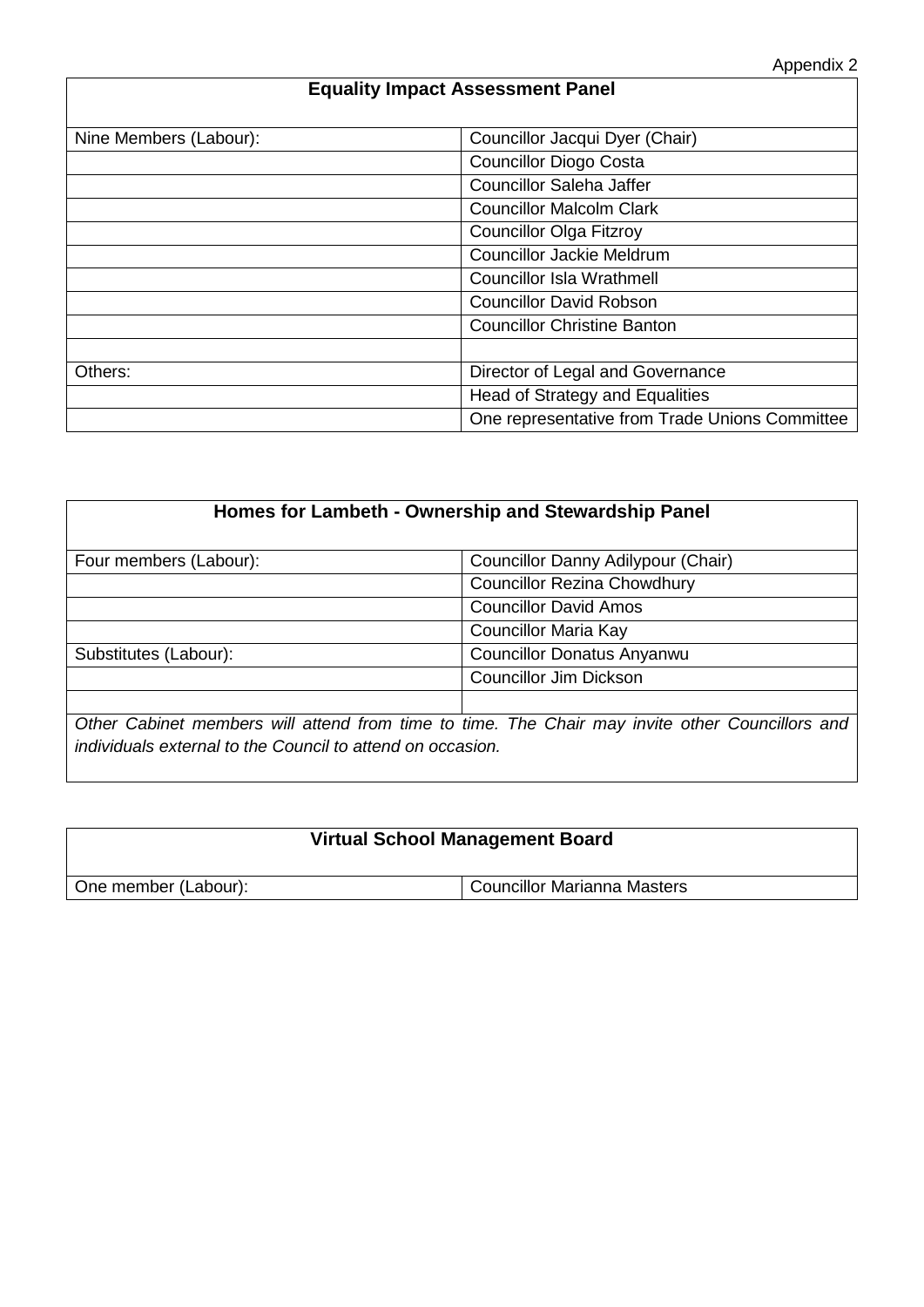Appendix 2

| Equality Impact Assessment Panel | |
|---|---|
| Nine Members (Labour): | Councillor Jacqui Dyer (Chair) |
| | Councillor Diogo Costa |
| | Councillor Saleha Jaffer |
| | Councillor Malcolm Clark |
| | Councillor Olga Fitzroy |
| | Councillor Jackie Meldrum |
| | Councillor Isla Wrathmell |
| | Councillor David Robson |
| | Councillor Christine Banton |
| | |
| Others: | Director of Legal and Governance |
| | Head of Strategy and Equalities |
| | One representative from Trade Unions Committee |

| Homes for Lambeth - Ownership and Stewardship Panel | |
|---|---|
| Four members (Labour): | Councillor Danny Adilypour (Chair) |
| | Councillor Rezina Chowdhury |
| | Councillor David Amos |
| | Councillor Maria Kay |
| Substitutes (Labour): | Councillor Donatus Anyanwu |
| | Councillor Jim Dickson |
| | |
| *Other Cabinet members will attend from time to time. The Chair may invite other Councillors and individuals external to the Council to attend on occasion.* | |

| Virtual School Management Board | |
|---|---|
| One member (Labour): | Councillor Marianna Masters |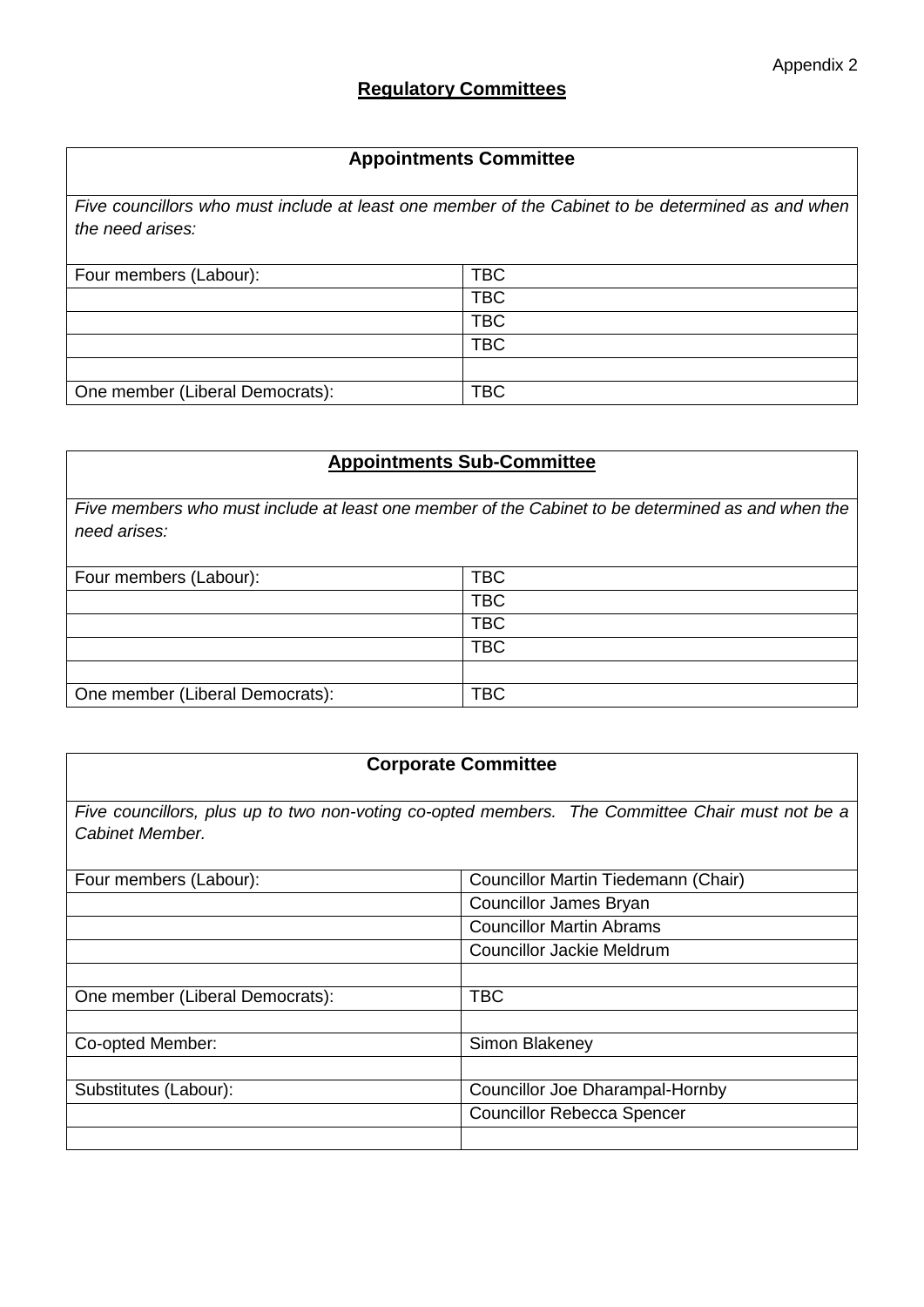Appendix 2

## Regulatory Committees

| **Appointments Committee** | |
|---|---|
| *Five councillors who must include at least one member of the Cabinet to be determined as and when the need arises:* | |
| Four members (Labour): | TBC |
| | TBC |
| | TBC |
| | TBC |
| | |
| One member (Liberal Democrats): | TBC |

| **Appointments Sub-Committee** | |
|---|---|
| *Five members who must include at least one member of the Cabinet to be determined as and when the need arises:* | |
| Four members (Labour): | TBC |
| | TBC |
| | TBC |
| | TBC |
| | |
| One member (Liberal Democrats): | TBC |

| **Corporate Committee** | |
|---|---|
| *Five councillors, plus up to two non-voting co-opted members. The Committee Chair must not be a Cabinet Member.* | |
| Four members (Labour): | Councillor Martin Tiedemann (Chair) |
| | Councillor James Bryan |
| | Councillor Martin Abrams |
| | Councillor Jackie Meldrum |
| | |
| One member (Liberal Democrats): | TBC |
| | |
| Co-opted Member: | Simon Blakeney |
| | |
| Substitutes (Labour): | Councillor Joe Dharampal-Hornby |
| | Councillor Rebecca Spencer |
| | |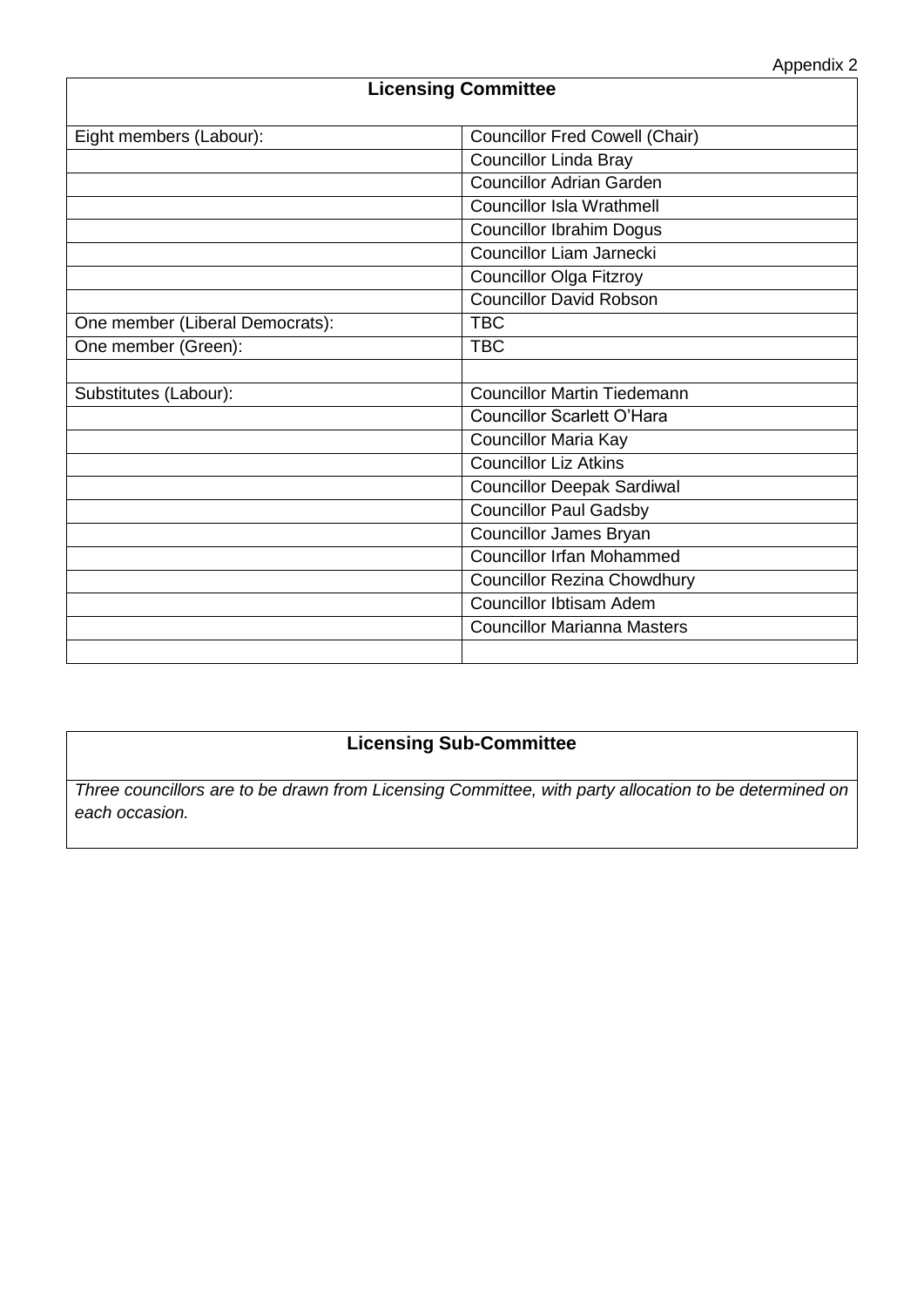Appendix 2

| Licensing Committee | |
|---|---|
| Eight members (Labour): | Councillor Fred Cowell (Chair) |
| | Councillor Linda Bray |
| | Councillor Adrian Garden |
| | Councillor Isla Wrathmell |
| | Councillor Ibrahim Dogus |
| | Councillor Liam Jarnecki |
| | Councillor Olga Fitzroy |
| | Councillor David Robson |
| One member (Liberal Democrats): | TBC |
| One member (Green): | TBC |
| | |
| Substitutes (Labour): | Councillor Martin Tiedemann |
| | Councillor Scarlett O'Hara |
| | Councillor Maria Kay |
| | Councillor Liz Atkins |
| | Councillor Deepak Sardiwal |
| | Councillor Paul Gadsby |
| | Councillor James Bryan |
| | Councillor Irfan Mohammed |
| | Councillor Rezina Chowdhury |
| | Councillor Ibtisam Adem |
| | Councillor Marianna Masters |
| | |

| Licensing Sub-Committee |
|---|
| *Three councillors are to be drawn from Licensing Committee, with party allocation to be determined on each occasion.* |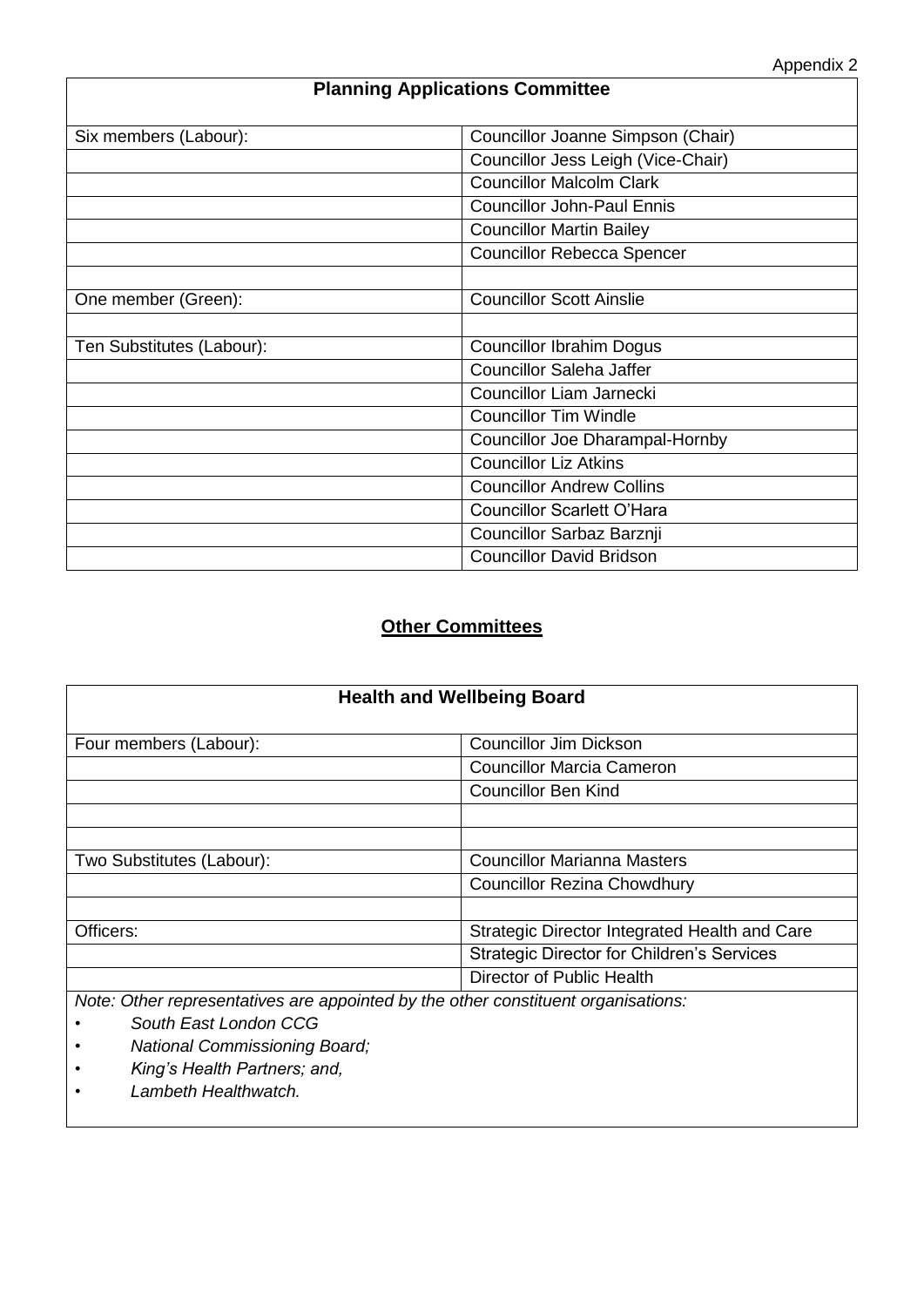Appendix 2

| Planning Applications Committee | |
|---|---|
| Six members (Labour): | Councillor Joanne Simpson (Chair) |
| | Councillor Jess Leigh (Vice-Chair) |
| | Councillor Malcolm Clark |
| | Councillor John-Paul Ennis |
| | Councillor Martin Bailey |
| | Councillor Rebecca Spencer |
| | |
| One member (Green): | Councillor Scott Ainslie |
| | |
| Ten Substitutes (Labour): | Councillor Ibrahim Dogus |
| | Councillor Saleha Jaffer |
| | Councillor Liam Jarnecki |
| | Councillor Tim Windle |
| | Councillor Joe Dharampal-Hornby |
| | Councillor Liz Atkins |
| | Councillor Andrew Collins |
| | Councillor Scarlett O'Hara |
| | Councillor Sarbaz Barznji |
| | Councillor David Bridson |

## Other Committees

| Health and Wellbeing Board | |
|---|---|
| Four members (Labour): | Councillor Jim Dickson |
| | Councillor Marcia Cameron |
| | Councillor Ben Kind |
| | |
| | |
| Two Substitutes (Labour): | Councillor Marianna Masters |
| | Councillor Rezina Chowdhury |
| | |
| Officers: | Strategic Director Integrated Health and Care |
| | Strategic Director for Children's Services |
| | Director of Public Health |

*Note: Other representatives are appointed by the other constituent organisations:*

- *South East London CCG*
- *National Commissioning Board;*
- *King's Health Partners; and,*
- *Lambeth Healthwatch.*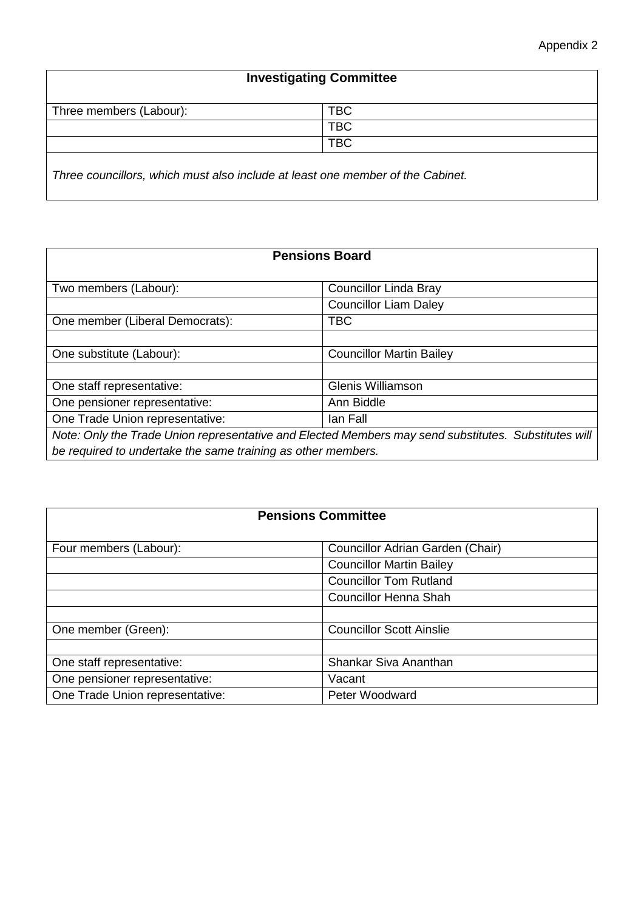Appendix 2

| Investigating Committee | |
|---|---|
| Three members (Labour): | TBC |
| | TBC |
| | TBC |
| *Three councillors, which must also include at least one member of the Cabinet.* | |

| Pensions Board | |
|---|---|
| Two members (Labour): | Councillor Linda Bray |
| | Councillor Liam Daley |
| One member (Liberal Democrats): | TBC |
| | |
| One substitute (Labour): | Councillor Martin Bailey |
| | |
| One staff representative: | Glenis Williamson |
| One pensioner representative: | Ann Biddle |
| One Trade Union representative: | Ian Fall |
| *Note: Only the Trade Union representative and Elected Members may send substitutes. Substitutes will be required to undertake the same training as other members.* | |

| Pensions Committee | |
|---|---|
| Four members (Labour): | Councillor Adrian Garden (Chair) |
| | Councillor Martin Bailey |
| | Councillor Tom Rutland |
| | Councillor Henna Shah |
| | |
| One member (Green): | Councillor Scott Ainslie |
| | |
| One staff representative: | Shankar Siva Ananthan |
| One pensioner representative: | Vacant |
| One Trade Union representative: | Peter Woodward |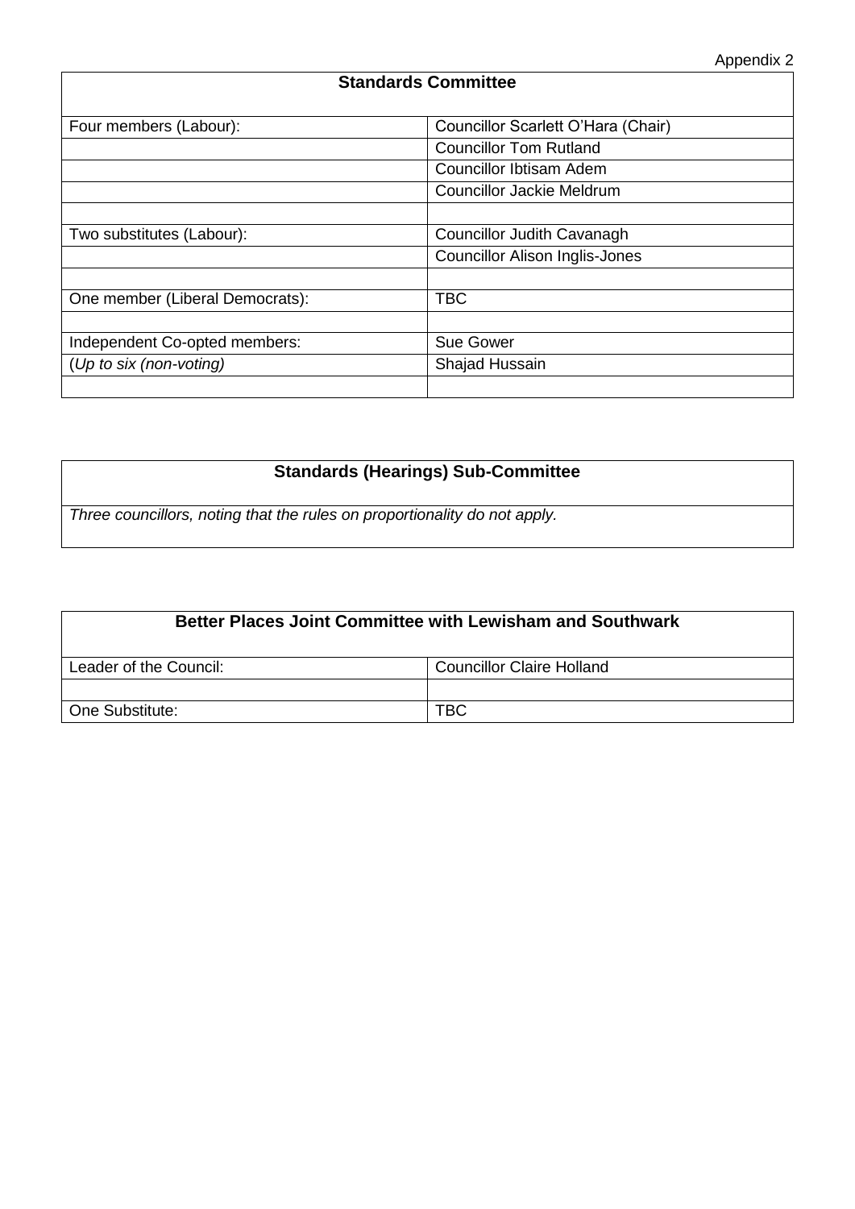Appendix 2

| Standards Committee | |
|---|---|
| Four members (Labour): | Councillor Scarlett O'Hara (Chair) |
| | Councillor Tom Rutland |
| | Councillor Ibtisam Adem |
| | Councillor Jackie Meldrum |
| | |
| Two substitutes (Labour): | Councillor Judith Cavanagh |
| | Councillor Alison Inglis-Jones |
| | |
| One member (Liberal Democrats): | TBC |
| | |
| Independent Co-opted members: | Sue Gower |
| (*Up to six (non-voting)* | Shajad Hussain |
| | |

| Standards (Hearings) Sub-Committee |
|---|
| *Three councillors, noting that the rules on proportionality do not apply.* |

| Better Places Joint Committee with Lewisham and Southwark | |
|---|---|
| Leader of the Council: | Councillor Claire Holland |
| | |
| One Substitute: | TBC |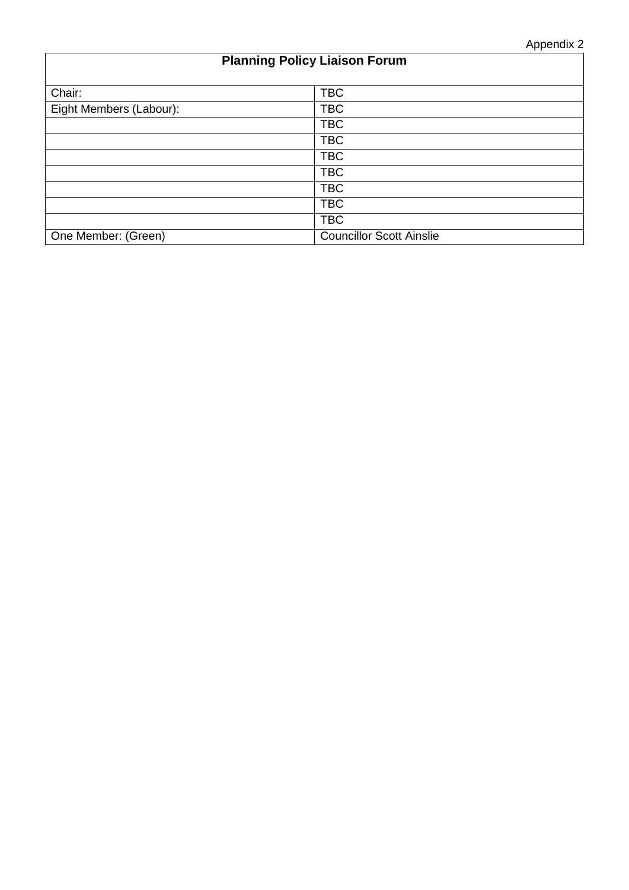Appendix 2

| Planning Policy Liaison Forum | |
|---|---|
| Chair: | TBC |
| Eight Members (Labour): | TBC |
| | TBC |
| | TBC |
| | TBC |
| | TBC |
| | TBC |
| | TBC |
| | TBC |
| One Member: (Green) | Councillor Scott Ainslie |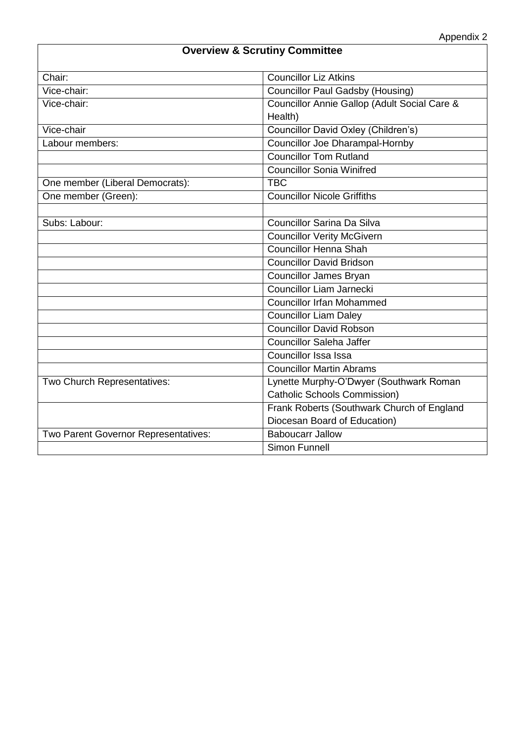Appendix 2

| Overview & Scrutiny Committee | |
|---|---|
| Chair: | Councillor Liz Atkins |
| Vice-chair: | Councillor Paul Gadsby (Housing) |
| Vice-chair: | Councillor Annie Gallop (Adult Social Care & Health) |
| Vice-chair | Councillor David Oxley (Children's) |
| Labour members: | Councillor Joe Dharampal-Hornby |
| | Councillor Tom Rutland |
| | Councillor Sonia Winifred |
| One member (Liberal Democrats): | TBC |
| One member (Green): | Councillor Nicole Griffiths |
| | |
| Subs: Labour: | Councillor Sarina Da Silva |
| | Councillor Verity McGivern |
| | Councillor Henna Shah |
| | Councillor David Bridson |
| | Councillor James Bryan |
| | Councillor Liam Jarnecki |
| | Councillor Irfan Mohammed |
| | Councillor Liam Daley |
| | Councillor David Robson |
| | Councillor Saleha Jaffer |
| | Councillor Issa Issa |
| | Councillor Martin Abrams |
| Two Church Representatives: | Lynette Murphy-O'Dwyer (Southwark Roman Catholic Schools Commission) |
| | Frank Roberts (Southwark Church of England Diocesan Board of Education) |
| Two Parent Governor Representatives: | Baboucarr Jallow |
| | Simon Funnell |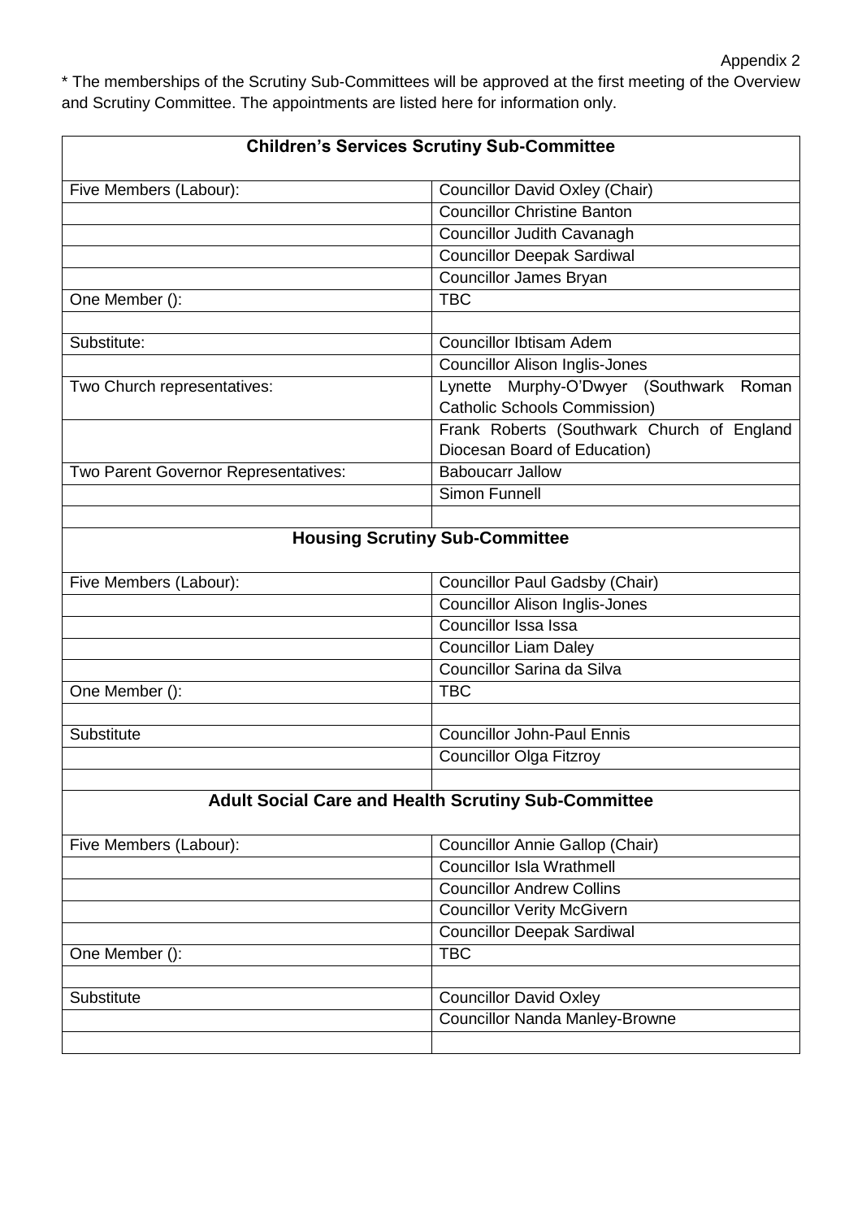Appendix 2

* The memberships of the Scrutiny Sub-Committees will be approved at the first meeting of the Overview and Scrutiny Committee. The appointments are listed here for information only.

| | |
|---|---|
| **Children's Services Scrutiny Sub-Committee** | |
| Five Members (Labour): | Councillor David Oxley (Chair) |
| | Councillor Christine Banton |
| | Councillor Judith Cavanagh |
| | Councillor Deepak Sardiwal |
| | Councillor James Bryan |
| One Member (): | TBC |
| | |
| Substitute: | Councillor Ibtisam Adem |
| | Councillor Alison Inglis-Jones |
| Two Church representatives: | Lynette Murphy-O'Dwyer (Southwark Roman Catholic Schools Commission) |
| | Frank Roberts (Southwark Church of England Diocesan Board of Education) |
| Two Parent Governor Representatives: | Baboucarr Jallow |
| | Simon Funnell |
| | |
| **Housing Scrutiny Sub-Committee** | |
| Five Members (Labour): | Councillor Paul Gadsby (Chair) |
| | Councillor Alison Inglis-Jones |
| | Councillor Issa Issa |
| | Councillor Liam Daley |
| | Councillor Sarina da Silva |
| One Member (): | TBC |
| | |
| Substitute | Councillor John-Paul Ennis |
| | Councillor Olga Fitzroy |
| | |
| **Adult Social Care and Health Scrutiny Sub-Committee** | |
| Five Members (Labour): | Councillor Annie Gallop (Chair) |
| | Councillor Isla Wrathmell |
| | Councillor Andrew Collins |
| | Councillor Verity McGivern |
| | Councillor Deepak Sardiwal |
| One Member (): | TBC |
| | |
| Substitute | Councillor David Oxley |
| | Councillor Nanda Manley-Browne |
| | |